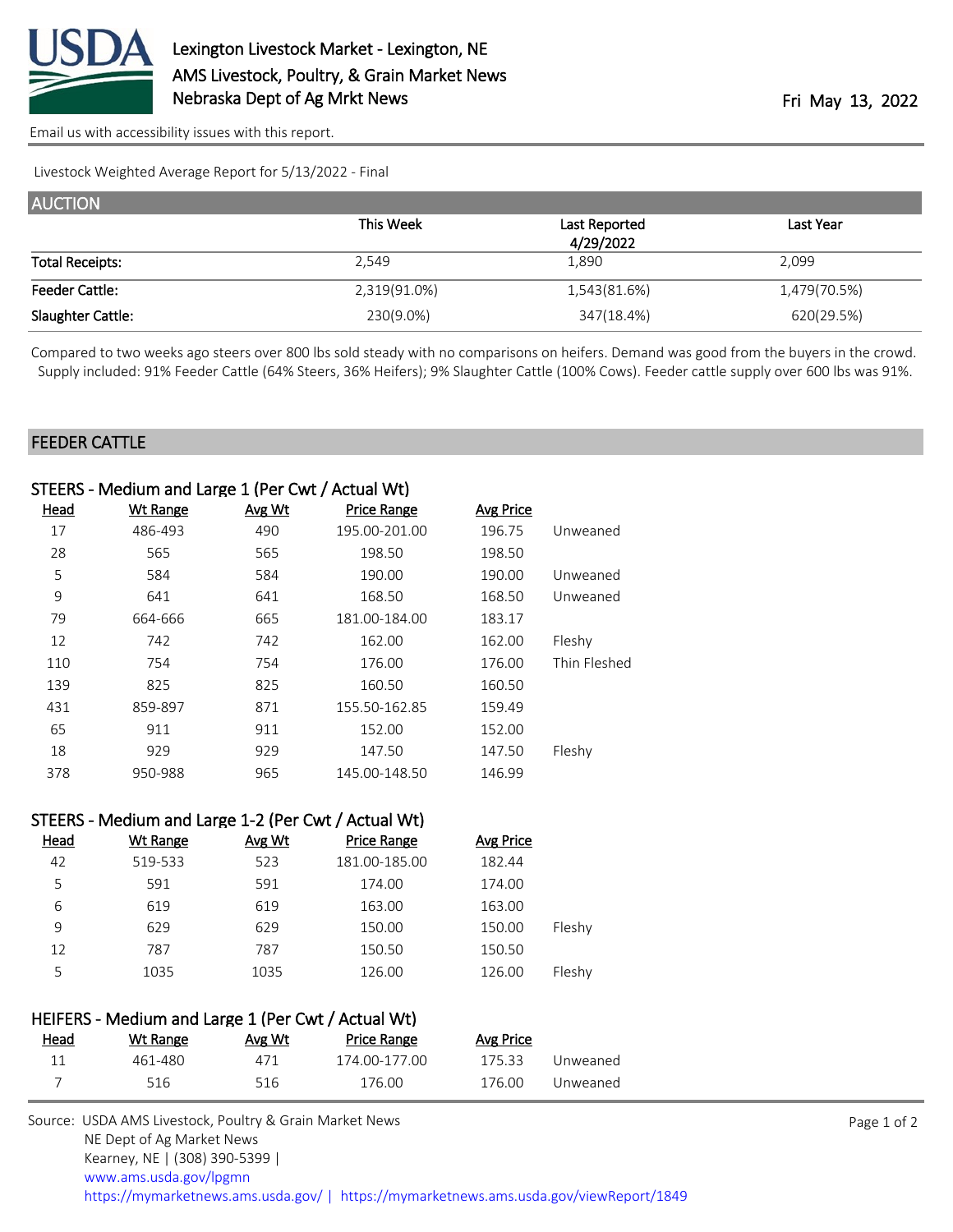# Lexington Livestock Market - Lexington, NE

AMS Livestock, Poultry, & Grain Market News
Nebraska Dept of Ag Mrkt News

Fri May 13, 2022

Email us with accessibility issues with this report.

Livestock Weighted Average Report for 5/13/2022 - Final

## AUCTION

| | This Week | Last Reported 4/29/2022 | Last Year |
|---|---|---|---|
| Total Receipts: | 2,549 | 1,890 | 2,099 |
| Feeder Cattle: | 2,319(91.0%) | 1,543(81.6%) | 1,479(70.5%) |
| Slaughter Cattle: | 230(9.0%) | 347(18.4%) | 620(29.5%) |

Compared to two weeks ago steers over 800 lbs sold steady with no comparisons on heifers. Demand was good from the buyers in the crowd. Supply included: 91% Feeder Cattle (64% Steers, 36% Heifers); 9% Slaughter Cattle (100% Cows). Feeder cattle supply over 600 lbs was 91%.

## FEEDER CATTLE

### STEERS - Medium and Large 1 (Per Cwt / Actual Wt)

| Head | Wt Range | Avg Wt | Price Range | Avg Price | |
|---|---|---|---|---|---|
| 17 | 486-493 | 490 | 195.00-201.00 | 196.75 | Unweaned |
| 28 | 565 | 565 | 198.50 | 198.50 | |
| 5 | 584 | 584 | 190.00 | 190.00 | Unweaned |
| 9 | 641 | 641 | 168.50 | 168.50 | Unweaned |
| 79 | 664-666 | 665 | 181.00-184.00 | 183.17 | |
| 12 | 742 | 742 | 162.00 | 162.00 | Fleshy |
| 110 | 754 | 754 | 176.00 | 176.00 | Thin Fleshed |
| 139 | 825 | 825 | 160.50 | 160.50 | |
| 431 | 859-897 | 871 | 155.50-162.85 | 159.49 | |
| 65 | 911 | 911 | 152.00 | 152.00 | |
| 18 | 929 | 929 | 147.50 | 147.50 | Fleshy |
| 378 | 950-988 | 965 | 145.00-148.50 | 146.99 | |

### STEERS - Medium and Large 1-2 (Per Cwt / Actual Wt)

| Head | Wt Range | Avg Wt | Price Range | Avg Price | |
|---|---|---|---|---|---|
| 42 | 519-533 | 523 | 181.00-185.00 | 182.44 | |
| 5 | 591 | 591 | 174.00 | 174.00 | |
| 6 | 619 | 619 | 163.00 | 163.00 | |
| 9 | 629 | 629 | 150.00 | 150.00 | Fleshy |
| 12 | 787 | 787 | 150.50 | 150.50 | |
| 5 | 1035 | 1035 | 126.00 | 126.00 | Fleshy |

### HEIFERS - Medium and Large 1 (Per Cwt / Actual Wt)

| Head | Wt Range | Avg Wt | Price Range | Avg Price | |
|---|---|---|---|---|---|
| 11 | 461-480 | 471 | 174.00-177.00 | 175.33 | Unweaned |
| 7 | 516 | 516 | 176.00 | 176.00 | Unweaned |

Source: USDA AMS Livestock, Poultry & Grain Market News
NE Dept of Ag Market News
Kearney, NE | (308) 390-5399 |
www.ams.usda.gov/lpgmn
https://mymarketnews.ams.usda.gov/ | https://mymarketnews.ams.usda.gov/viewReport/1849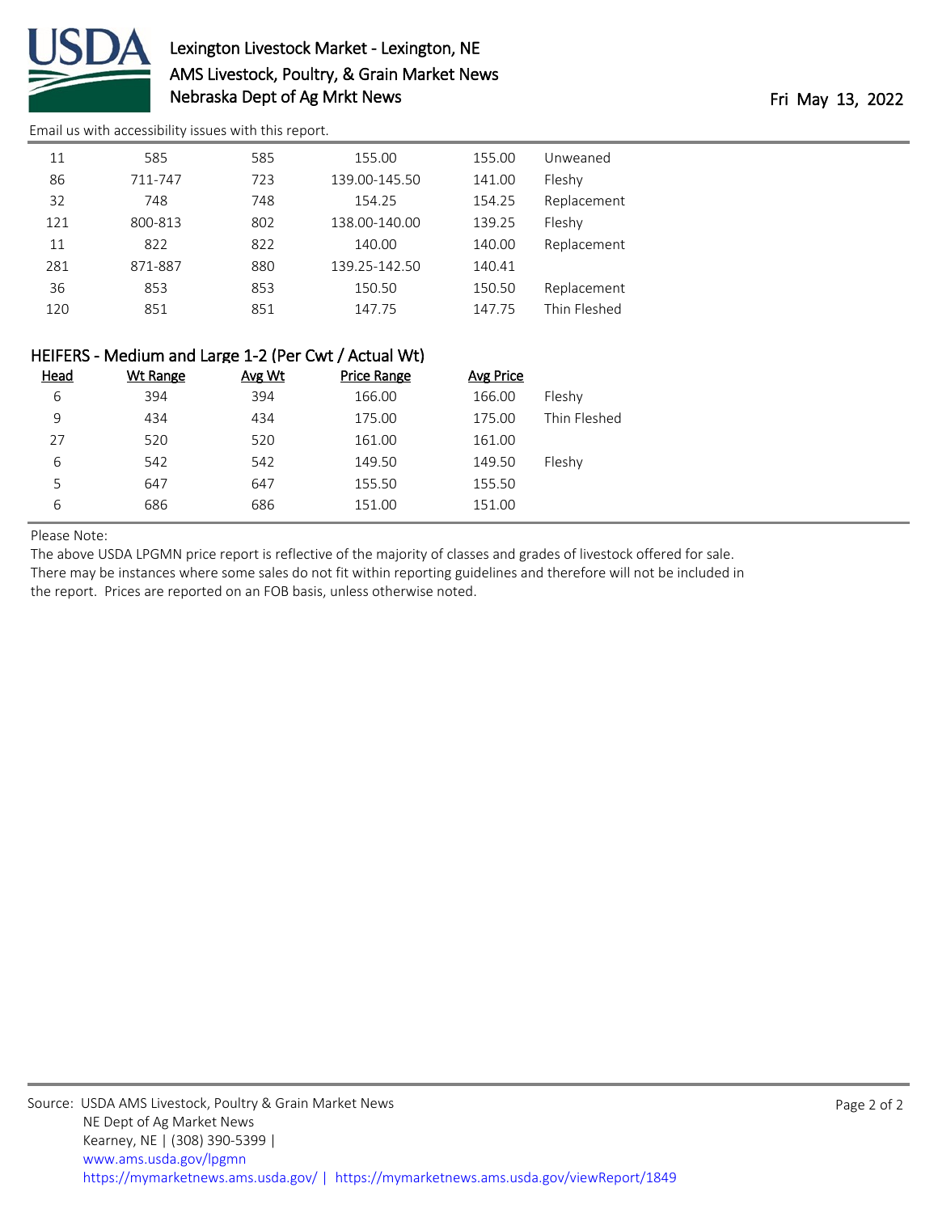Email us with accessibility issues with this report.

| | | | | | |
|---|---|---|---|---|---|
| 11 | 585 | 585 | 155.00 | 155.00 | Unweaned |
| 86 | 711-747 | 723 | 139.00-145.50 | 141.00 | Fleshy |
| 32 | 748 | 748 | 154.25 | 154.25 | Replacement |
| 121 | 800-813 | 802 | 138.00-140.00 | 139.25 | Fleshy |
| 11 | 822 | 822 | 140.00 | 140.00 | Replacement |
| 281 | 871-887 | 880 | 139.25-142.50 | 140.41 | |
| 36 | 853 | 853 | 150.50 | 150.50 | Replacement |
| 120 | 851 | 851 | 147.75 | 147.75 | Thin Fleshed |

## HEIFERS - Medium and Large 1-2 (Per Cwt / Actual Wt)

| Head | Wt Range | Avg Wt | Price Range | Avg Price | |
|---|---|---|---|---|---|
| 6 | 394 | 394 | 166.00 | 166.00 | Fleshy |
| 9 | 434 | 434 | 175.00 | 175.00 | Thin Fleshed |
| 27 | 520 | 520 | 161.00 | 161.00 | |
| 6 | 542 | 542 | 149.50 | 149.50 | Fleshy |
| 5 | 647 | 647 | 155.50 | 155.50 | |
| 6 | 686 | 686 | 151.00 | 151.00 | |

Please Note:

The above USDA LPGMN price report is reflective of the majority of classes and grades of livestock offered for sale. There may be instances where some sales do not fit within reporting guidelines and therefore will not be included in the report. Prices are reported on an FOB basis, unless otherwise noted.

Source: USDA AMS Livestock, Poultry & Grain Market News
NE Dept of Ag Market News
Kearney, NE | (308) 390-5399 |
www.ams.usda.gov/lpgmn
https://mymarketnews.ams.usda.gov/ | https://mymarketnews.ams.usda.gov/viewReport/1849